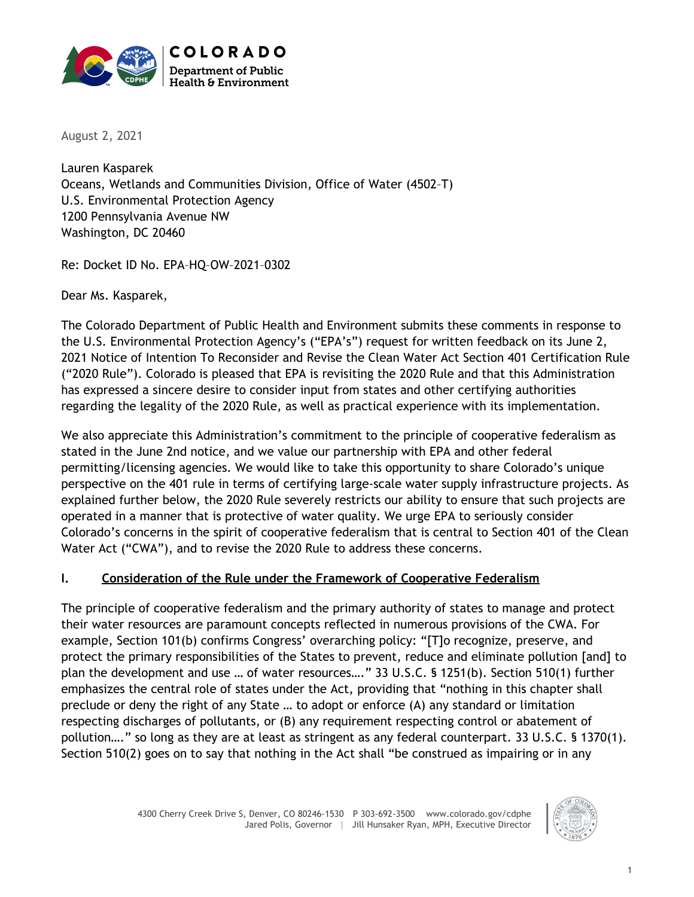COLORADO
Department of Public Health & Environment

August 2, 2021

Lauren Kasparek
Oceans, Wetlands and Communities Division, Office of Water (4502–T)
U.S. Environmental Protection Agency
1200 Pennsylvania Avenue NW
Washington, DC 20460

Re: Docket ID No. EPA–HQ–OW–2021–0302

Dear Ms. Kasparek,

The Colorado Department of Public Health and Environment submits these comments in response to the U.S. Environmental Protection Agency's ("EPA's") request for written feedback on its June 2, 2021 Notice of Intention To Reconsider and Revise the Clean Water Act Section 401 Certification Rule ("2020 Rule"). Colorado is pleased that EPA is revisiting the 2020 Rule and that this Administration has expressed a sincere desire to consider input from states and other certifying authorities regarding the legality of the 2020 Rule, as well as practical experience with its implementation.

We also appreciate this Administration's commitment to the principle of cooperative federalism as stated in the June 2nd notice, and we value our partnership with EPA and other federal permitting/licensing agencies. We would like to take this opportunity to share Colorado's unique perspective on the 401 rule in terms of certifying large-scale water supply infrastructure projects. As explained further below, the 2020 Rule severely restricts our ability to ensure that such projects are operated in a manner that is protective of water quality. We urge EPA to seriously consider Colorado's concerns in the spirit of cooperative federalism that is central to Section 401 of the Clean Water Act ("CWA"), and to revise the 2020 Rule to address these concerns.

## I. Consideration of the Rule under the Framework of Cooperative Federalism

The principle of cooperative federalism and the primary authority of states to manage and protect their water resources are paramount concepts reflected in numerous provisions of the CWA. For example, Section 101(b) confirms Congress' overarching policy: "[T]o recognize, preserve, and protect the primary responsibilities of the States to prevent, reduce and eliminate pollution [and] to plan the development and use … of water resources…." 33 U.S.C. § 1251(b). Section 510(1) further emphasizes the central role of states under the Act, providing that "nothing in this chapter shall preclude or deny the right of any State … to adopt or enforce (A) any standard or limitation respecting discharges of pollutants, or (B) any requirement respecting control or abatement of pollution…." so long as they are at least as stringent as any federal counterpart. 33 U.S.C. § 1370(1). Section 510(2) goes on to say that nothing in the Act shall "be construed as impairing or in any

4300 Cherry Creek Drive S, Denver, CO 80246-1530 P 303-692-3500 www.colorado.gov/cdphe
Jared Polis, Governor | Jill Hunsaker Ryan, MPH, Executive Director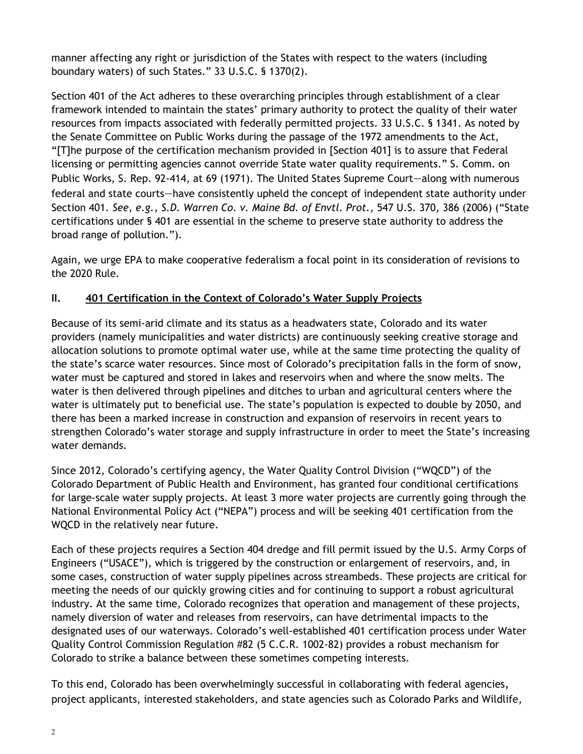manner affecting any right or jurisdiction of the States with respect to the waters (including boundary waters) of such States." 33 U.S.C. § 1370(2).

Section 401 of the Act adheres to these overarching principles through establishment of a clear framework intended to maintain the states' primary authority to protect the quality of their water resources from impacts associated with federally permitted projects. 33 U.S.C. § 1341. As noted by the Senate Committee on Public Works during the passage of the 1972 amendments to the Act, "[T]he purpose of the certification mechanism provided in [Section 401] is to assure that Federal licensing or permitting agencies cannot override State water quality requirements." S. Comm. on Public Works, S. Rep. 92-414, at 69 (1971). The United States Supreme Court—along with numerous federal and state courts—have consistently upheld the concept of independent state authority under Section 401. *See, e.g., S.D. Warren Co. v. Maine Bd. of Envtl. Prot.,* 547 U.S. 370, 386 (2006) ("State certifications under § 401 are essential in the scheme to preserve state authority to address the broad range of pollution.").

Again, we urge EPA to make cooperative federalism a focal point in its consideration of revisions to the 2020 Rule.

## II. 401 Certification in the Context of Colorado's Water Supply Projects

Because of its semi-arid climate and its status as a headwaters state, Colorado and its water providers (namely municipalities and water districts) are continuously seeking creative storage and allocation solutions to promote optimal water use, while at the same time protecting the quality of the state's scarce water resources. Since most of Colorado's precipitation falls in the form of snow, water must be captured and stored in lakes and reservoirs when and where the snow melts. The water is then delivered through pipelines and ditches to urban and agricultural centers where the water is ultimately put to beneficial use. The state's population is expected to double by 2050, and there has been a marked increase in construction and expansion of reservoirs in recent years to strengthen Colorado's water storage and supply infrastructure in order to meet the State's increasing water demands.

Since 2012, Colorado's certifying agency, the Water Quality Control Division ("WQCD") of the Colorado Department of Public Health and Environment, has granted four conditional certifications for large-scale water supply projects. At least 3 more water projects are currently going through the National Environmental Policy Act ("NEPA") process and will be seeking 401 certification from the WQCD in the relatively near future.

Each of these projects requires a Section 404 dredge and fill permit issued by the U.S. Army Corps of Engineers ("USACE"), which is triggered by the construction or enlargement of reservoirs, and, in some cases, construction of water supply pipelines across streambeds. These projects are critical for meeting the needs of our quickly growing cities and for continuing to support a robust agricultural industry. At the same time, Colorado recognizes that operation and management of these projects, namely diversion of water and releases from reservoirs, can have detrimental impacts to the designated uses of our waterways. Colorado's well-established 401 certification process under Water Quality Control Commission Regulation #82 (5 C.C.R. 1002-82) provides a robust mechanism for Colorado to strike a balance between these sometimes competing interests.

To this end, Colorado has been overwhelmingly successful in collaborating with federal agencies, project applicants, interested stakeholders, and state agencies such as Colorado Parks and Wildlife,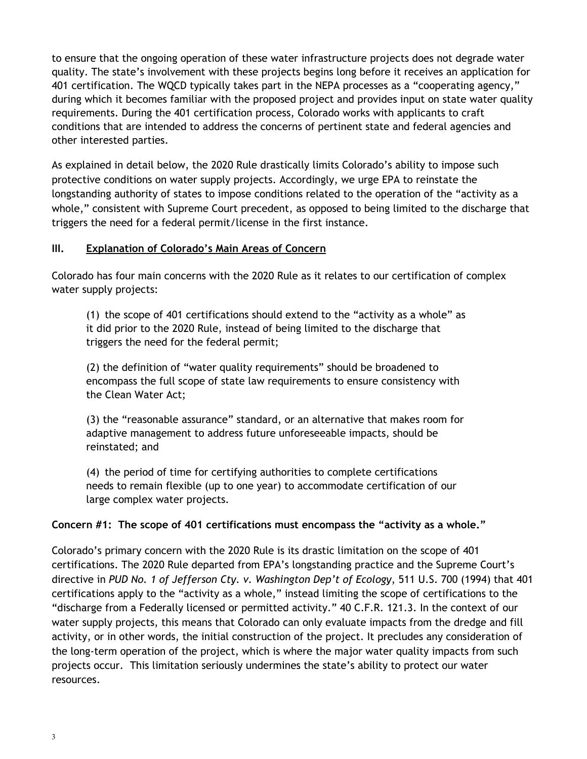to ensure that the ongoing operation of these water infrastructure projects does not degrade water quality. The state's involvement with these projects begins long before it receives an application for 401 certification. The WQCD typically takes part in the NEPA processes as a "cooperating agency," during which it becomes familiar with the proposed project and provides input on state water quality requirements. During the 401 certification process, Colorado works with applicants to craft conditions that are intended to address the concerns of pertinent state and federal agencies and other interested parties.

As explained in detail below, the 2020 Rule drastically limits Colorado's ability to impose such protective conditions on water supply projects. Accordingly, we urge EPA to reinstate the longstanding authority of states to impose conditions related to the operation of the "activity as a whole," consistent with Supreme Court precedent, as opposed to being limited to the discharge that triggers the need for a federal permit/license in the first instance.

## III. Explanation of Colorado's Main Areas of Concern

Colorado has four main concerns with the 2020 Rule as it relates to our certification of complex water supply projects:

> (1) the scope of 401 certifications should extend to the "activity as a whole" as it did prior to the 2020 Rule, instead of being limited to the discharge that triggers the need for the federal permit;
>
> (2) the definition of "water quality requirements" should be broadened to encompass the full scope of state law requirements to ensure consistency with the Clean Water Act;
>
> (3) the "reasonable assurance" standard, or an alternative that makes room for adaptive management to address future unforeseeable impacts, should be reinstated; and
>
> (4) the period of time for certifying authorities to complete certifications needs to remain flexible (up to one year) to accommodate certification of our large complex water projects.

**Concern #1: The scope of 401 certifications must encompass the "activity as a whole."**

Colorado's primary concern with the 2020 Rule is its drastic limitation on the scope of 401 certifications. The 2020 Rule departed from EPA's longstanding practice and the Supreme Court's directive in *PUD No. 1 of Jefferson Cty. v. Washington Dep't of Ecology*, 511 U.S. 700 (1994) that 401 certifications apply to the "activity as a whole," instead limiting the scope of certifications to the "discharge from a Federally licensed or permitted activity." 40 C.F.R. 121.3. In the context of our water supply projects, this means that Colorado can only evaluate impacts from the dredge and fill activity, or in other words, the initial construction of the project. It precludes any consideration of the long-term operation of the project, which is where the major water quality impacts from such projects occur. This limitation seriously undermines the state's ability to protect our water resources.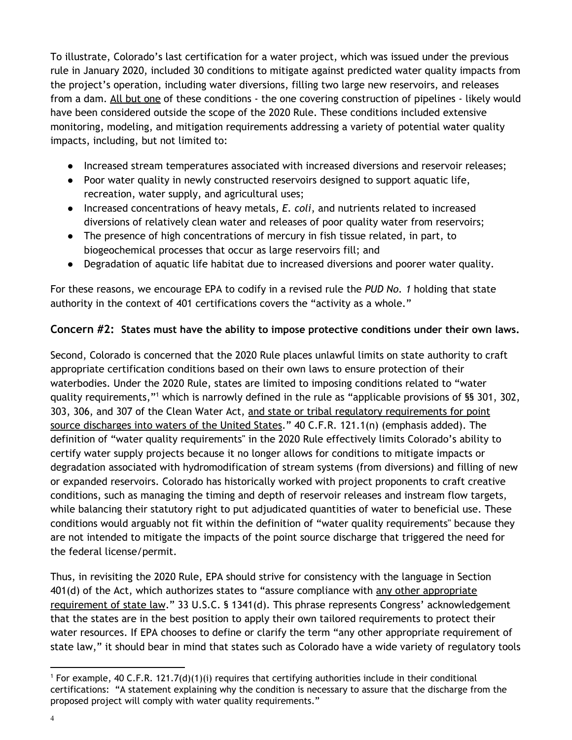To illustrate, Colorado's last certification for a water project, which was issued under the previous rule in January 2020, included 30 conditions to mitigate against predicted water quality impacts from the project's operation, including water diversions, filling two large new reservoirs, and releases from a dam. <u>All but one</u> of these conditions - the one covering construction of pipelines - likely would have been considered outside the scope of the 2020 Rule. These conditions included extensive monitoring, modeling, and mitigation requirements addressing a variety of potential water quality impacts, including, but not limited to:

- Increased stream temperatures associated with increased diversions and reservoir releases;
- Poor water quality in newly constructed reservoirs designed to support aquatic life, recreation, water supply, and agricultural uses;
- Increased concentrations of heavy metals, *E. coli*, and nutrients related to increased diversions of relatively clean water and releases of poor quality water from reservoirs;
- The presence of high concentrations of mercury in fish tissue related, in part, to biogeochemical processes that occur as large reservoirs fill; and
- Degradation of aquatic life habitat due to increased diversions and poorer water quality.

For these reasons, we encourage EPA to codify in a revised rule the *PUD No. 1* holding that state authority in the context of 401 certifications covers the "activity as a whole."

### Concern #2: **States must have the ability to impose protective conditions under their own laws.**

Second, Colorado is concerned that the 2020 Rule places unlawful limits on state authority to craft appropriate certification conditions based on their own laws to ensure protection of their waterbodies. Under the 2020 Rule, states are limited to imposing conditions related to "water quality requirements,"[1] which is narrowly defined in the rule as "applicable provisions of §§ 301, 302, 303, 306, and 307 of the Clean Water Act, <u>and state or tribal regulatory requirements for point source discharges into waters of the United States</u>." 40 C.F.R. 121.1(n) (emphasis added). The definition of "water quality requirements" in the 2020 Rule effectively limits Colorado's ability to certify water supply projects because it no longer allows for conditions to mitigate impacts or degradation associated with hydromodification of stream systems (from diversions) and filling of new or expanded reservoirs. Colorado has historically worked with project proponents to craft creative conditions, such as managing the timing and depth of reservoir releases and instream flow targets, while balancing their statutory right to put adjudicated quantities of water to beneficial use. These conditions would arguably not fit within the definition of "water quality requirements" because they are not intended to mitigate the impacts of the point source discharge that triggered the need for the federal license/permit.

Thus, in revisiting the 2020 Rule, EPA should strive for consistency with the language in Section 401(d) of the Act, which authorizes states to "assure compliance with <u>any other appropriate requirement of state law</u>." 33 U.S.C. § 1341(d). This phrase represents Congress' acknowledgement that the states are in the best position to apply their own tailored requirements to protect their water resources. If EPA chooses to define or clarify the term "any other appropriate requirement of state law," it should bear in mind that states such as Colorado have a wide variety of regulatory tools

---

[1] For example, 40 C.F.R. 121.7(d)(1)(i) requires that certifying authorities include in their conditional certifications: "A statement explaining why the condition is necessary to assure that the discharge from the proposed project will comply with water quality requirements."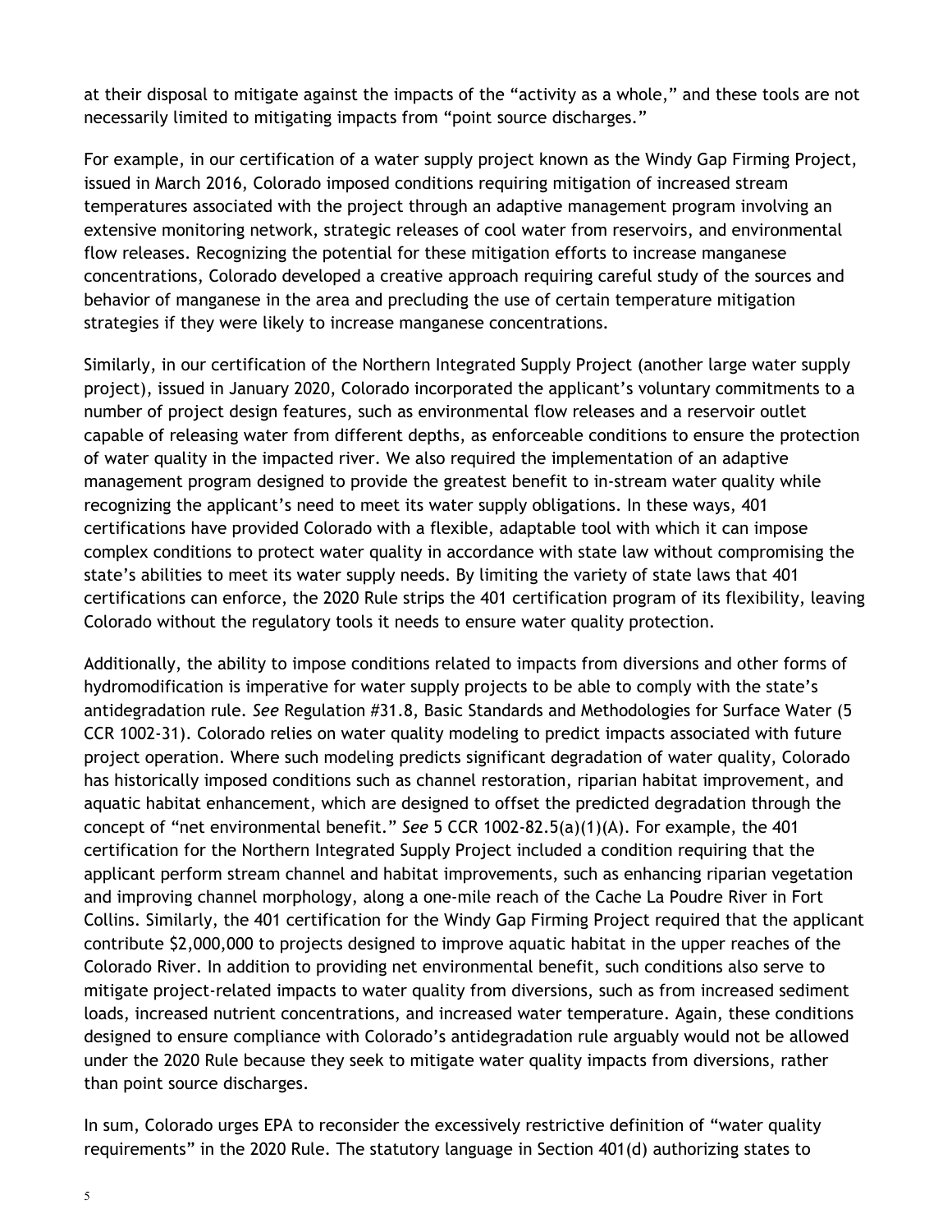at their disposal to mitigate against the impacts of the "activity as a whole," and these tools are not necessarily limited to mitigating impacts from "point source discharges."

For example, in our certification of a water supply project known as the Windy Gap Firming Project, issued in March 2016, Colorado imposed conditions requiring mitigation of increased stream temperatures associated with the project through an adaptive management program involving an extensive monitoring network, strategic releases of cool water from reservoirs, and environmental flow releases. Recognizing the potential for these mitigation efforts to increase manganese concentrations, Colorado developed a creative approach requiring careful study of the sources and behavior of manganese in the area and precluding the use of certain temperature mitigation strategies if they were likely to increase manganese concentrations.

Similarly, in our certification of the Northern Integrated Supply Project (another large water supply project), issued in January 2020, Colorado incorporated the applicant's voluntary commitments to a number of project design features, such as environmental flow releases and a reservoir outlet capable of releasing water from different depths, as enforceable conditions to ensure the protection of water quality in the impacted river. We also required the implementation of an adaptive management program designed to provide the greatest benefit to in-stream water quality while recognizing the applicant's need to meet its water supply obligations. In these ways, 401 certifications have provided Colorado with a flexible, adaptable tool with which it can impose complex conditions to protect water quality in accordance with state law without compromising the state's abilities to meet its water supply needs. By limiting the variety of state laws that 401 certifications can enforce, the 2020 Rule strips the 401 certification program of its flexibility, leaving Colorado without the regulatory tools it needs to ensure water quality protection.

Additionally, the ability to impose conditions related to impacts from diversions and other forms of hydromodification is imperative for water supply projects to be able to comply with the state's antidegradation rule. *See* Regulation #31.8, Basic Standards and Methodologies for Surface Water (5 CCR 1002-31). Colorado relies on water quality modeling to predict impacts associated with future project operation. Where such modeling predicts significant degradation of water quality, Colorado has historically imposed conditions such as channel restoration, riparian habitat improvement, and aquatic habitat enhancement, which are designed to offset the predicted degradation through the concept of "net environmental benefit." *See* 5 CCR 1002-82.5(a)(1)(A). For example, the 401 certification for the Northern Integrated Supply Project included a condition requiring that the applicant perform stream channel and habitat improvements, such as enhancing riparian vegetation and improving channel morphology, along a one-mile reach of the Cache La Poudre River in Fort Collins. Similarly, the 401 certification for the Windy Gap Firming Project required that the applicant contribute $2,000,000 to projects designed to improve aquatic habitat in the upper reaches of the Colorado River. In addition to providing net environmental benefit, such conditions also serve to mitigate project-related impacts to water quality from diversions, such as from increased sediment loads, increased nutrient concentrations, and increased water temperature. Again, these conditions designed to ensure compliance with Colorado's antidegradation rule arguably would not be allowed under the 2020 Rule because they seek to mitigate water quality impacts from diversions, rather than point source discharges.

In sum, Colorado urges EPA to reconsider the excessively restrictive definition of "water quality requirements" in the 2020 Rule. The statutory language in Section 401(d) authorizing states to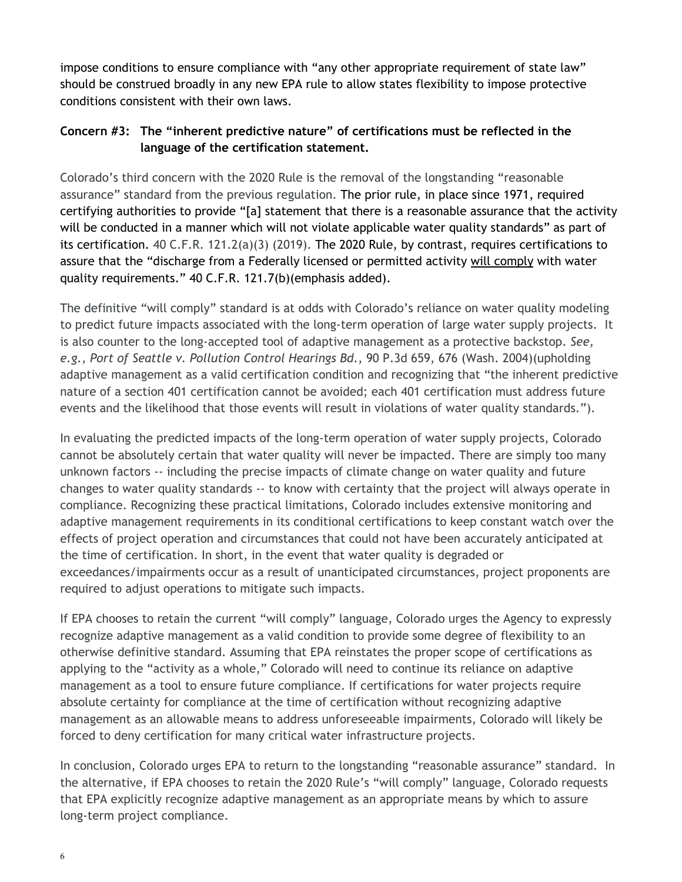impose conditions to ensure compliance with "any other appropriate requirement of state law" should be construed broadly in any new EPA rule to allow states flexibility to impose protective conditions consistent with their own laws.

**Concern #3: The "inherent predictive nature" of certifications must be reflected in the language of the certification statement.**

Colorado's third concern with the 2020 Rule is the removal of the longstanding "reasonable assurance" standard from the previous regulation. The prior rule, in place since 1971, required certifying authorities to provide "[a] statement that there is a reasonable assurance that the activity will be conducted in a manner which will not violate applicable water quality standards" as part of its certification. 40 C.F.R. 121.2(a)(3) (2019). The 2020 Rule, by contrast, requires certifications to assure that the "discharge from a Federally licensed or permitted activity <u>will comply</u> with water quality requirements." 40 C.F.R. 121.7(b)(emphasis added).

The definitive "will comply" standard is at odds with Colorado's reliance on water quality modeling to predict future impacts associated with the long-term operation of large water supply projects. It is also counter to the long-accepted tool of adaptive management as a protective backstop. *See, e.g., Port of Seattle v. Pollution Control Hearings Bd.*, 90 P.3d 659, 676 (Wash. 2004)(upholding adaptive management as a valid certification condition and recognizing that "the inherent predictive nature of a section 401 certification cannot be avoided; each 401 certification must address future events and the likelihood that those events will result in violations of water quality standards.").

In evaluating the predicted impacts of the long-term operation of water supply projects, Colorado cannot be absolutely certain that water quality will never be impacted. There are simply too many unknown factors -- including the precise impacts of climate change on water quality and future changes to water quality standards -- to know with certainty that the project will always operate in compliance. Recognizing these practical limitations, Colorado includes extensive monitoring and adaptive management requirements in its conditional certifications to keep constant watch over the effects of project operation and circumstances that could not have been accurately anticipated at the time of certification. In short, in the event that water quality is degraded or exceedances/impairments occur as a result of unanticipated circumstances, project proponents are required to adjust operations to mitigate such impacts.

If EPA chooses to retain the current "will comply" language, Colorado urges the Agency to expressly recognize adaptive management as a valid condition to provide some degree of flexibility to an otherwise definitive standard. Assuming that EPA reinstates the proper scope of certifications as applying to the "activity as a whole," Colorado will need to continue its reliance on adaptive management as a tool to ensure future compliance. If certifications for water projects require absolute certainty for compliance at the time of certification without recognizing adaptive management as an allowable means to address unforeseeable impairments, Colorado will likely be forced to deny certification for many critical water infrastructure projects.

In conclusion, Colorado urges EPA to return to the longstanding "reasonable assurance" standard. In the alternative, if EPA chooses to retain the 2020 Rule's "will comply" language, Colorado requests that EPA explicitly recognize adaptive management as an appropriate means by which to assure long-term project compliance.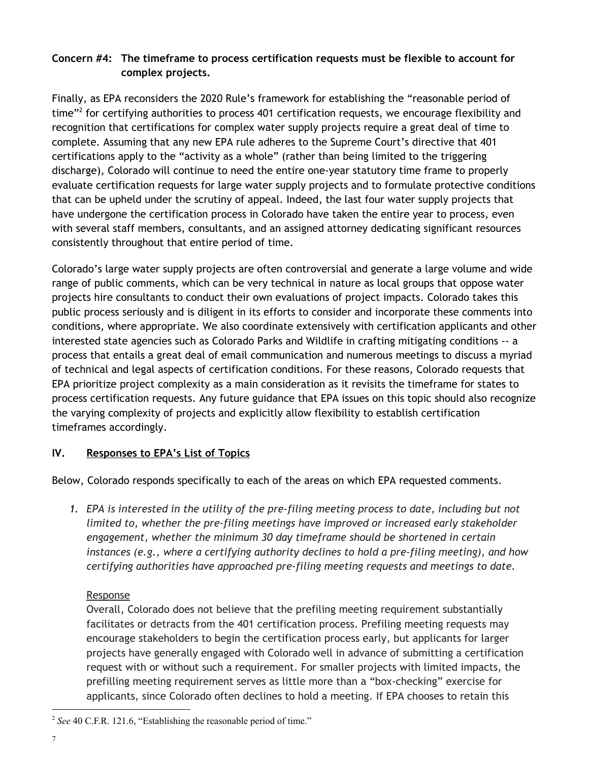**Concern #4: The timeframe to process certification requests must be flexible to account for complex projects.**

Finally, as EPA reconsiders the 2020 Rule's framework for establishing the "reasonable period of time"[2] for certifying authorities to process 401 certification requests, we encourage flexibility and recognition that certifications for complex water supply projects require a great deal of time to complete. Assuming that any new EPA rule adheres to the Supreme Court's directive that 401 certifications apply to the "activity as a whole" (rather than being limited to the triggering discharge), Colorado will continue to need the entire one-year statutory time frame to properly evaluate certification requests for large water supply projects and to formulate protective conditions that can be upheld under the scrutiny of appeal. Indeed, the last four water supply projects that have undergone the certification process in Colorado have taken the entire year to process, even with several staff members, consultants, and an assigned attorney dedicating significant resources consistently throughout that entire period of time.

Colorado's large water supply projects are often controversial and generate a large volume and wide range of public comments, which can be very technical in nature as local groups that oppose water projects hire consultants to conduct their own evaluations of project impacts. Colorado takes this public process seriously and is diligent in its efforts to consider and incorporate these comments into conditions, where appropriate. We also coordinate extensively with certification applicants and other interested state agencies such as Colorado Parks and Wildlife in crafting mitigating conditions -- a process that entails a great deal of email communication and numerous meetings to discuss a myriad of technical and legal aspects of certification conditions. For these reasons, Colorado requests that EPA prioritize project complexity as a main consideration as it revisits the timeframe for states to process certification requests. Any future guidance that EPA issues on this topic should also recognize the varying complexity of projects and explicitly allow flexibility to establish certification timeframes accordingly.

## IV. Responses to EPA's List of Topics

Below, Colorado responds specifically to each of the areas on which EPA requested comments.

1. *EPA is interested in the utility of the pre-filing meeting process to date, including but not limited to, whether the pre-filing meetings have improved or increased early stakeholder engagement, whether the minimum 30 day timeframe should be shortened in certain instances (e.g., where a certifying authority declines to hold a pre-filing meeting), and how certifying authorities have approached pre-filing meeting requests and meetings to date.*

   Response

   Overall, Colorado does not believe that the prefiling meeting requirement substantially facilitates or detracts from the 401 certification process. Prefiling meeting requests may encourage stakeholders to begin the certification process early, but applicants for larger projects have generally engaged with Colorado well in advance of submitting a certification request with or without such a requirement. For smaller projects with limited impacts, the prefilling meeting requirement serves as little more than a "box-checking" exercise for applicants, since Colorado often declines to hold a meeting. If EPA chooses to retain this

[2] *See* 40 C.F.R. 121.6, "Establishing the reasonable period of time."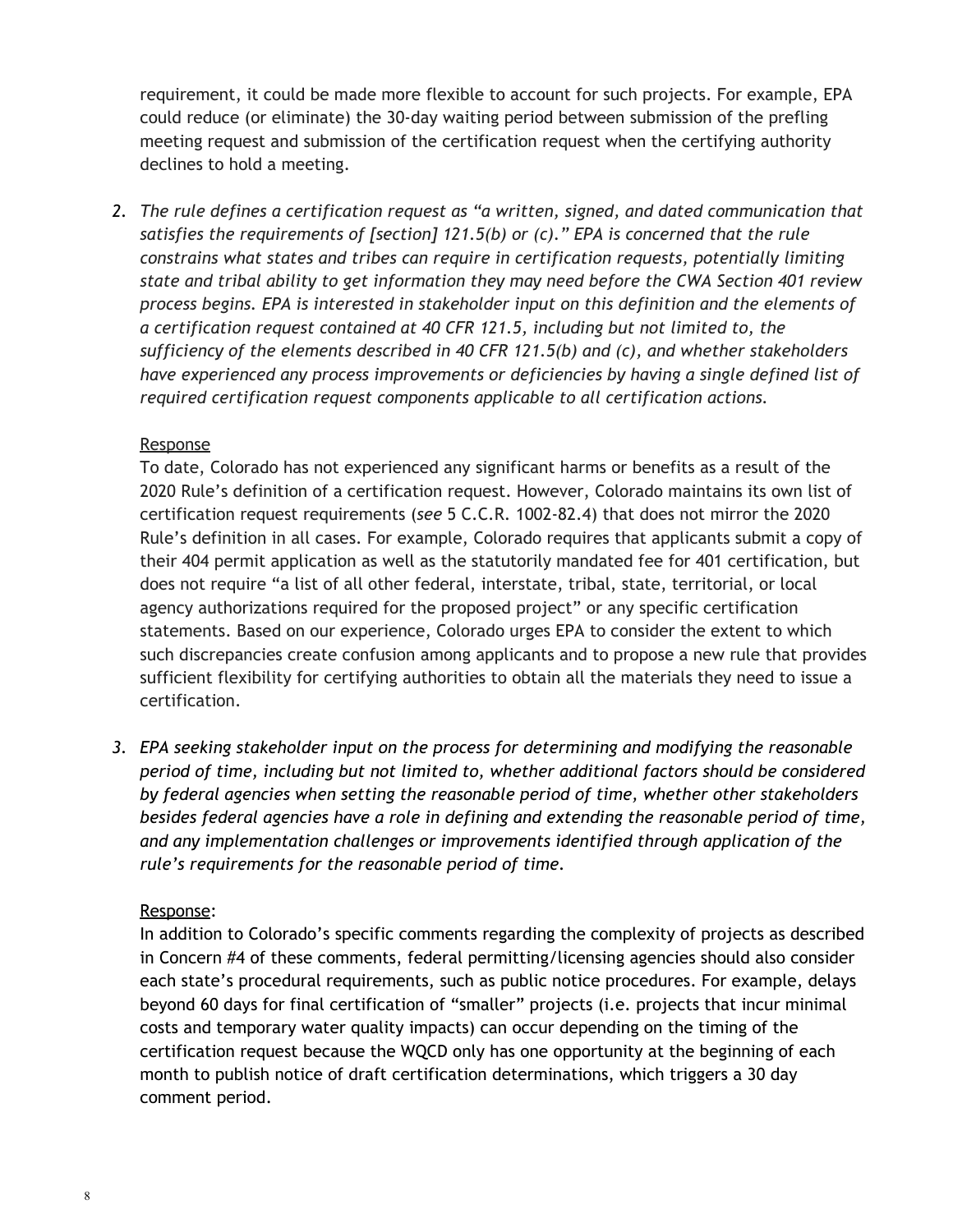requirement, it could be made more flexible to account for such projects. For example, EPA could reduce (or eliminate) the 30-day waiting period between submission of the prefling meeting request and submission of the certification request when the certifying authority declines to hold a meeting.

2. *The rule defines a certification request as "a written, signed, and dated communication that satisfies the requirements of [section] 121.5(b) or (c)." EPA is concerned that the rule constrains what states and tribes can require in certification requests, potentially limiting state and tribal ability to get information they may need before the CWA Section 401 review process begins. EPA is interested in stakeholder input on this definition and the elements of a certification request contained at 40 CFR 121.5, including but not limited to, the sufficiency of the elements described in 40 CFR 121.5(b) and (c), and whether stakeholders have experienced any process improvements or deficiencies by having a single defined list of required certification request components applicable to all certification actions.*

   Response

   To date, Colorado has not experienced any significant harms or benefits as a result of the 2020 Rule's definition of a certification request. However, Colorado maintains its own list of certification request requirements (*see* 5 C.C.R. 1002-82.4) that does not mirror the 2020 Rule's definition in all cases. For example, Colorado requires that applicants submit a copy of their 404 permit application as well as the statutorily mandated fee for 401 certification, but does not require "a list of all other federal, interstate, tribal, state, territorial, or local agency authorizations required for the proposed project" or any specific certification statements. Based on our experience, Colorado urges EPA to consider the extent to which such discrepancies create confusion among applicants and to propose a new rule that provides sufficient flexibility for certifying authorities to obtain all the materials they need to issue a certification.

3. *EPA seeking stakeholder input on the process for determining and modifying the reasonable period of time, including but not limited to, whether additional factors should be considered by federal agencies when setting the reasonable period of time, whether other stakeholders besides federal agencies have a role in defining and extending the reasonable period of time, and any implementation challenges or improvements identified through application of the rule's requirements for the reasonable period of time.*

   Response:

   In addition to Colorado's specific comments regarding the complexity of projects as described in Concern #4 of these comments, federal permitting/licensing agencies should also consider each state's procedural requirements, such as public notice procedures. For example, delays beyond 60 days for final certification of "smaller" projects (i.e. projects that incur minimal costs and temporary water quality impacts) can occur depending on the timing of the certification request because the WQCD only has one opportunity at the beginning of each month to publish notice of draft certification determinations, which triggers a 30 day comment period.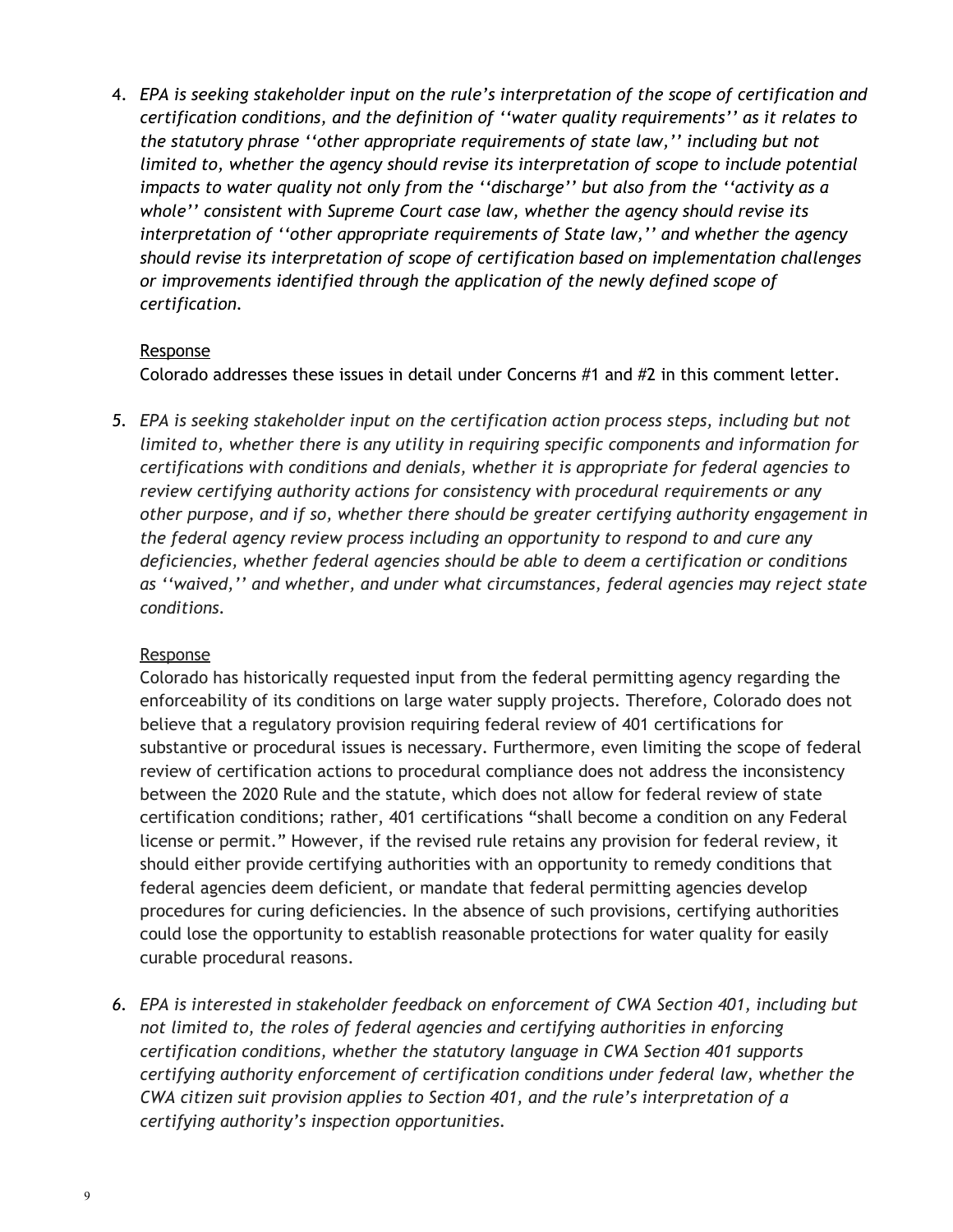4. *EPA is seeking stakeholder input on the rule's interpretation of the scope of certification and certification conditions, and the definition of ''water quality requirements'' as it relates to the statutory phrase ''other appropriate requirements of state law,'' including but not limited to, whether the agency should revise its interpretation of scope to include potential impacts to water quality not only from the ''discharge'' but also from the ''activity as a whole'' consistent with Supreme Court case law, whether the agency should revise its interpretation of ''other appropriate requirements of State law,'' and whether the agency should revise its interpretation of scope of certification based on implementation challenges or improvements identified through the application of the newly defined scope of certification.*

   Response

   Colorado addresses these issues in detail under Concerns #1 and #2 in this comment letter.

5. *EPA is seeking stakeholder input on the certification action process steps, including but not limited to, whether there is any utility in requiring specific components and information for certifications with conditions and denials, whether it is appropriate for federal agencies to review certifying authority actions for consistency with procedural requirements or any other purpose, and if so, whether there should be greater certifying authority engagement in the federal agency review process including an opportunity to respond to and cure any deficiencies, whether federal agencies should be able to deem a certification or conditions as ''waived,'' and whether, and under what circumstances, federal agencies may reject state conditions.*

   Response

   Colorado has historically requested input from the federal permitting agency regarding the enforceability of its conditions on large water supply projects. Therefore, Colorado does not believe that a regulatory provision requiring federal review of 401 certifications for substantive or procedural issues is necessary. Furthermore, even limiting the scope of federal review of certification actions to procedural compliance does not address the inconsistency between the 2020 Rule and the statute, which does not allow for federal review of state certification conditions; rather, 401 certifications "shall become a condition on any Federal license or permit." However, if the revised rule retains any provision for federal review, it should either provide certifying authorities with an opportunity to remedy conditions that federal agencies deem deficient, or mandate that federal permitting agencies develop procedures for curing deficiencies. In the absence of such provisions, certifying authorities could lose the opportunity to establish reasonable protections for water quality for easily curable procedural reasons.

6. *EPA is interested in stakeholder feedback on enforcement of CWA Section 401, including but not limited to, the roles of federal agencies and certifying authorities in enforcing certification conditions, whether the statutory language in CWA Section 401 supports certifying authority enforcement of certification conditions under federal law, whether the CWA citizen suit provision applies to Section 401, and the rule's interpretation of a certifying authority's inspection opportunities.*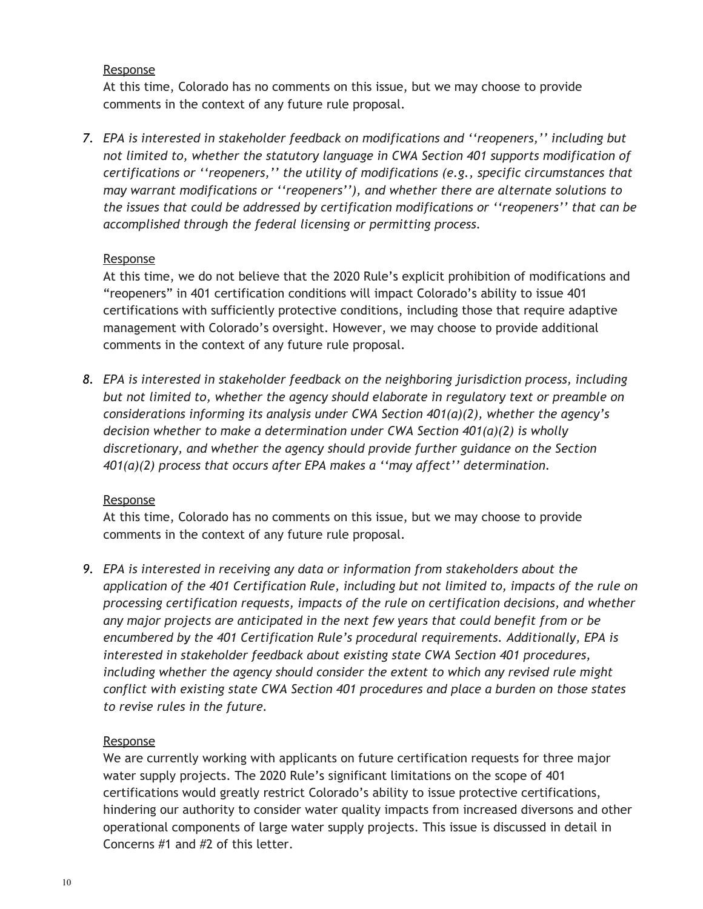Response

At this time, Colorado has no comments on this issue, but we may choose to provide comments in the context of any future rule proposal.

7. *EPA is interested in stakeholder feedback on modifications and ''reopeners,'' including but not limited to, whether the statutory language in CWA Section 401 supports modification of certifications or ''reopeners,'' the utility of modifications (e.g., specific circumstances that may warrant modifications or ''reopeners''), and whether there are alternate solutions to the issues that could be addressed by certification modifications or ''reopeners'' that can be accomplished through the federal licensing or permitting process.*

Response

At this time, we do not believe that the 2020 Rule's explicit prohibition of modifications and "reopeners" in 401 certification conditions will impact Colorado's ability to issue 401 certifications with sufficiently protective conditions, including those that require adaptive management with Colorado's oversight. However, we may choose to provide additional comments in the context of any future rule proposal.

8. *EPA is interested in stakeholder feedback on the neighboring jurisdiction process, including but not limited to, whether the agency should elaborate in regulatory text or preamble on considerations informing its analysis under CWA Section 401(a)(2), whether the agency's decision whether to make a determination under CWA Section 401(a)(2) is wholly discretionary, and whether the agency should provide further guidance on the Section 401(a)(2) process that occurs after EPA makes a ''may affect'' determination.*

Response

At this time, Colorado has no comments on this issue, but we may choose to provide comments in the context of any future rule proposal.

9. *EPA is interested in receiving any data or information from stakeholders about the application of the 401 Certification Rule, including but not limited to, impacts of the rule on processing certification requests, impacts of the rule on certification decisions, and whether any major projects are anticipated in the next few years that could benefit from or be encumbered by the 401 Certification Rule's procedural requirements. Additionally, EPA is interested in stakeholder feedback about existing state CWA Section 401 procedures, including whether the agency should consider the extent to which any revised rule might conflict with existing state CWA Section 401 procedures and place a burden on those states to revise rules in the future.*

Response

We are currently working with applicants on future certification requests for three major water supply projects. The 2020 Rule's significant limitations on the scope of 401 certifications would greatly restrict Colorado's ability to issue protective certifications, hindering our authority to consider water quality impacts from increased diversons and other operational components of large water supply projects. This issue is discussed in detail in Concerns #1 and #2 of this letter.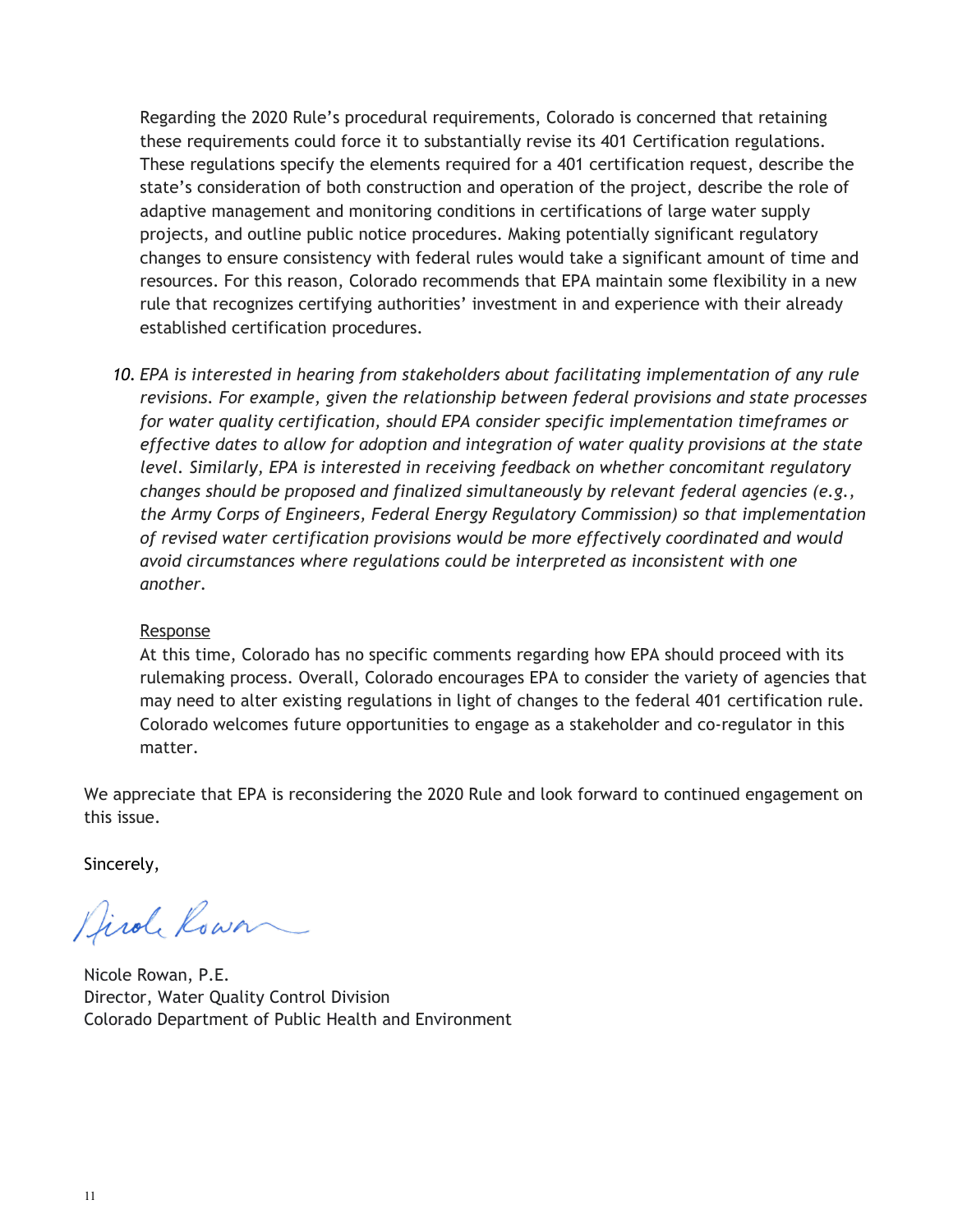Regarding the 2020 Rule's procedural requirements, Colorado is concerned that retaining these requirements could force it to substantially revise its 401 Certification regulations. These regulations specify the elements required for a 401 certification request, describe the state's consideration of both construction and operation of the project, describe the role of adaptive management and monitoring conditions in certifications of large water supply projects, and outline public notice procedures. Making potentially significant regulatory changes to ensure consistency with federal rules would take a significant amount of time and resources. For this reason, Colorado recommends that EPA maintain some flexibility in a new rule that recognizes certifying authorities' investment in and experience with their already established certification procedures.

10. *EPA is interested in hearing from stakeholders about facilitating implementation of any rule revisions. For example, given the relationship between federal provisions and state processes for water quality certification, should EPA consider specific implementation timeframes or effective dates to allow for adoption and integration of water quality provisions at the state level. Similarly, EPA is interested in receiving feedback on whether concomitant regulatory changes should be proposed and finalized simultaneously by relevant federal agencies (e.g., the Army Corps of Engineers, Federal Energy Regulatory Commission) so that implementation of revised water certification provisions would be more effectively coordinated and would avoid circumstances where regulations could be interpreted as inconsistent with one another.*

    <u>Response</u>
    At this time, Colorado has no specific comments regarding how EPA should proceed with its rulemaking process. Overall, Colorado encourages EPA to consider the variety of agencies that may need to alter existing regulations in light of changes to the federal 401 certification rule. Colorado welcomes future opportunities to engage as a stakeholder and co-regulator in this matter.

We appreciate that EPA is reconsidering the 2020 Rule and look forward to continued engagement on this issue.

Sincerely,

Nicole Rowan

Nicole Rowan, P.E.
Director, Water Quality Control Division
Colorado Department of Public Health and Environment